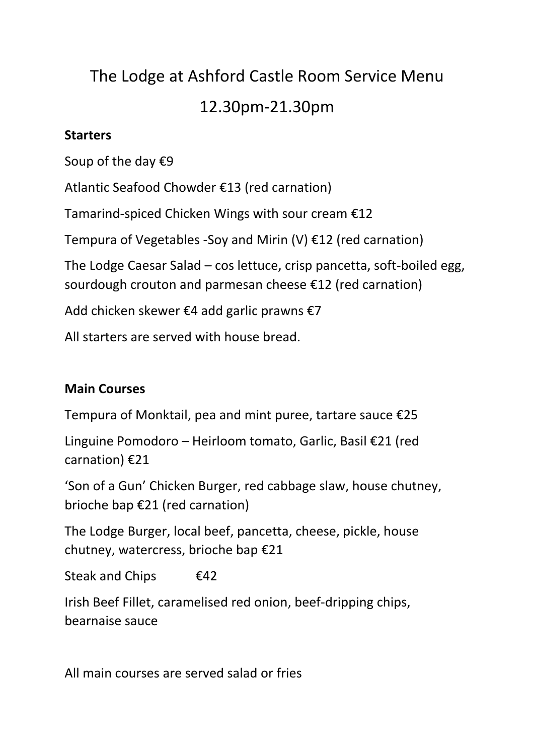# The Lodge at Ashford Castle Room Service Menu

## 12.30pm-21.30pm

**Starters**

Soup of the day €9

Atlantic Seafood Chowder €13 (red carnation)

Tamarind-spiced Chicken Wings with sour cream €12

Tempura of Vegetables -Soy and Mirin (V) €12 (red carnation)

The Lodge Caesar Salad – cos lettuce, crisp pancetta, soft-boiled egg, sourdough crouton and parmesan cheese €12 (red carnation)

Add chicken skewer €4 add garlic prawns €7

All starters are served with house bread.

**Main Courses**

Tempura of Monktail, pea and mint puree, tartare sauce €25

Linguine Pomodoro – Heirloom tomato, Garlic, Basil €21 (red carnation) €21

'Son of a Gun' Chicken Burger, red cabbage slaw, house chutney, brioche bap €21 (red carnation)

The Lodge Burger, local beef, pancetta, cheese, pickle, house chutney, watercress, brioche bap €21

Steak and Chips €42

Irish Beef Fillet, caramelised red onion, beef-dripping chips, bearnaise sauce

All main courses are served salad or fries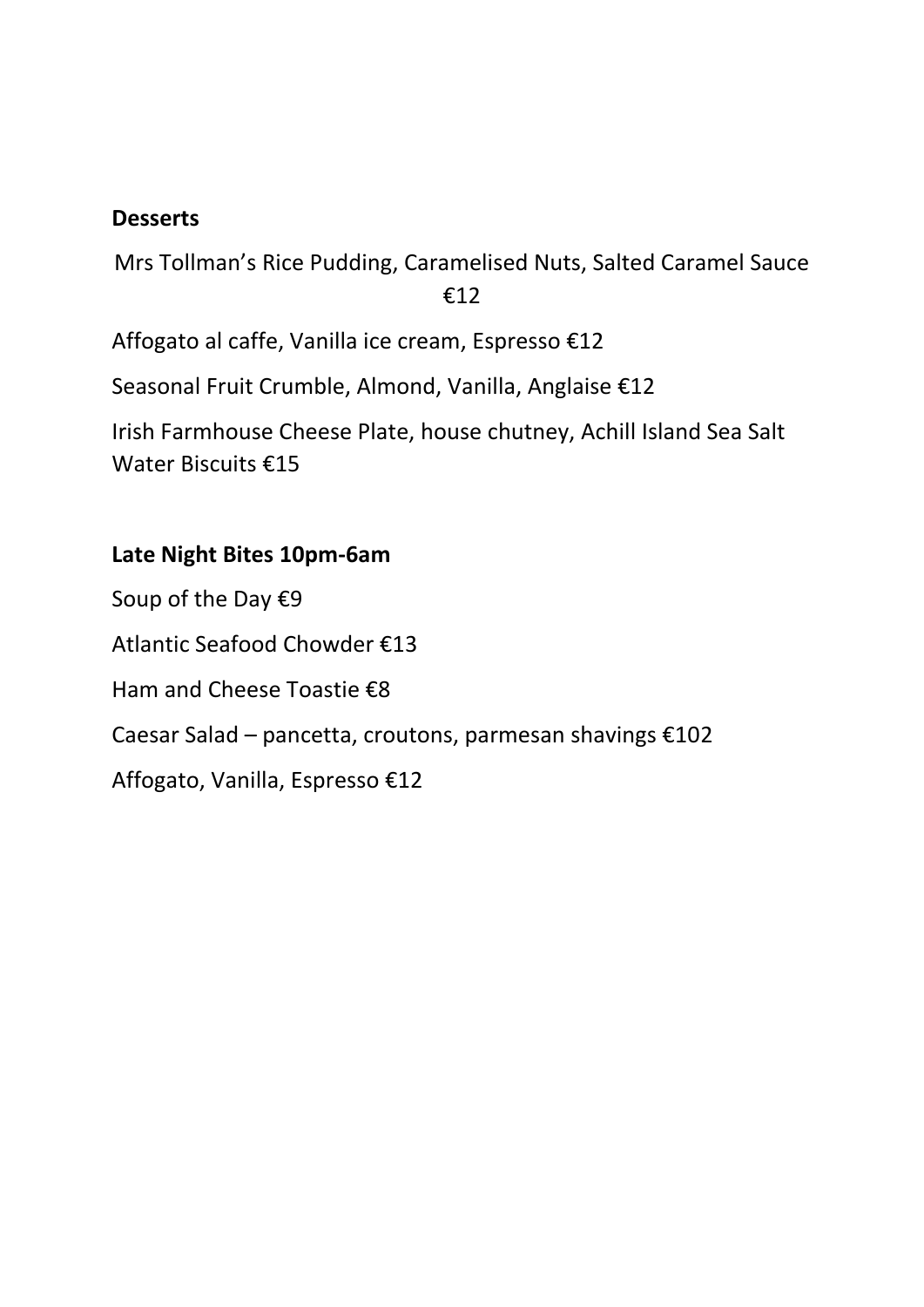**Desserts**

Mrs Tollman's Rice Pudding, Caramelised Nuts, Salted Caramel Sauce €12

Affogato al caffe, Vanilla ice cream, Espresso €12

Seasonal Fruit Crumble, Almond, Vanilla, Anglaise €12

Irish Farmhouse Cheese Plate, house chutney, Achill Island Sea Salt Water Biscuits €15

**Late Night Bites 10pm-6am**

Soup of the Day €9

Atlantic Seafood Chowder €13

Ham and Cheese Toastie €8

Caesar Salad – pancetta, croutons, parmesan shavings €102

Affogato, Vanilla, Espresso €12